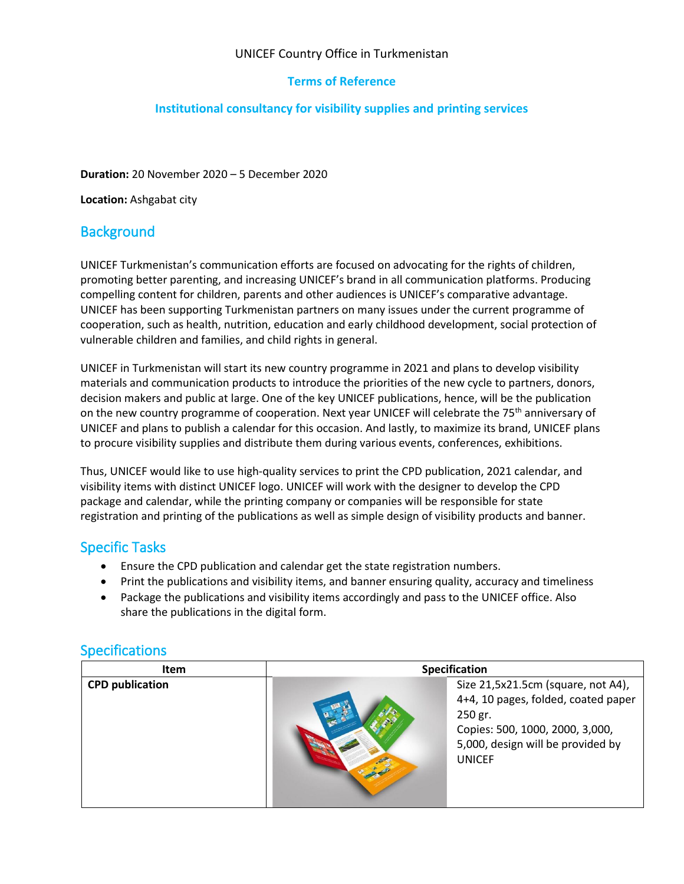UNICEF Country Office in Turkmenistan

# Terms of Reference

## Institutional consultancy for visibility supplies and printing services

**Duration:** 20 November 2020 – 5 December 2020

**Location:** Ashgabat city

## Background

UNICEF Turkmenistan's communication efforts are focused on advocating for the rights of children, promoting better parenting, and increasing UNICEF's brand in all communication platforms. Producing compelling content for children, parents and other audiences is UNICEF's comparative advantage. UNICEF has been supporting Turkmenistan partners on many issues under the current programme of cooperation, such as health, nutrition, education and early childhood development, social protection of vulnerable children and families, and child rights in general.

UNICEF in Turkmenistan will start its new country programme in 2021 and plans to develop visibility materials and communication products to introduce the priorities of the new cycle to partners, donors, decision makers and public at large. One of the key UNICEF publications, hence, will be the publication on the new country programme of cooperation. Next year UNICEF will celebrate the 75th anniversary of UNICEF and plans to publish a calendar for this occasion. And lastly, to maximize its brand, UNICEF plans to procure visibility supplies and distribute them during various events, conferences, exhibitions.

Thus, UNICEF would like to use high-quality services to print the CPD publication, 2021 calendar, and visibility items with distinct UNICEF logo. UNICEF will work with the designer to develop the CPD package and calendar, while the printing company or companies will be responsible for state registration and printing of the publications as well as simple design of visibility products and banner.

## Specific Tasks

- Ensure the CPD publication and calendar get the state registration numbers.
- Print the publications and visibility items, and banner ensuring quality, accuracy and timeliness
- Package the publications and visibility items accordingly and pass to the UNICEF office. Also share the publications in the digital form.

## Specifications

| Item | Specification | |
|---|---|---|
| **CPD publication** | | Size 21,5x21.5cm (square, not A4), 4+4, 10 pages, folded, coated paper 250 gr.<br>Copies: 500, 1000, 2000, 3,000, 5,000, design will be provided by UNICEF |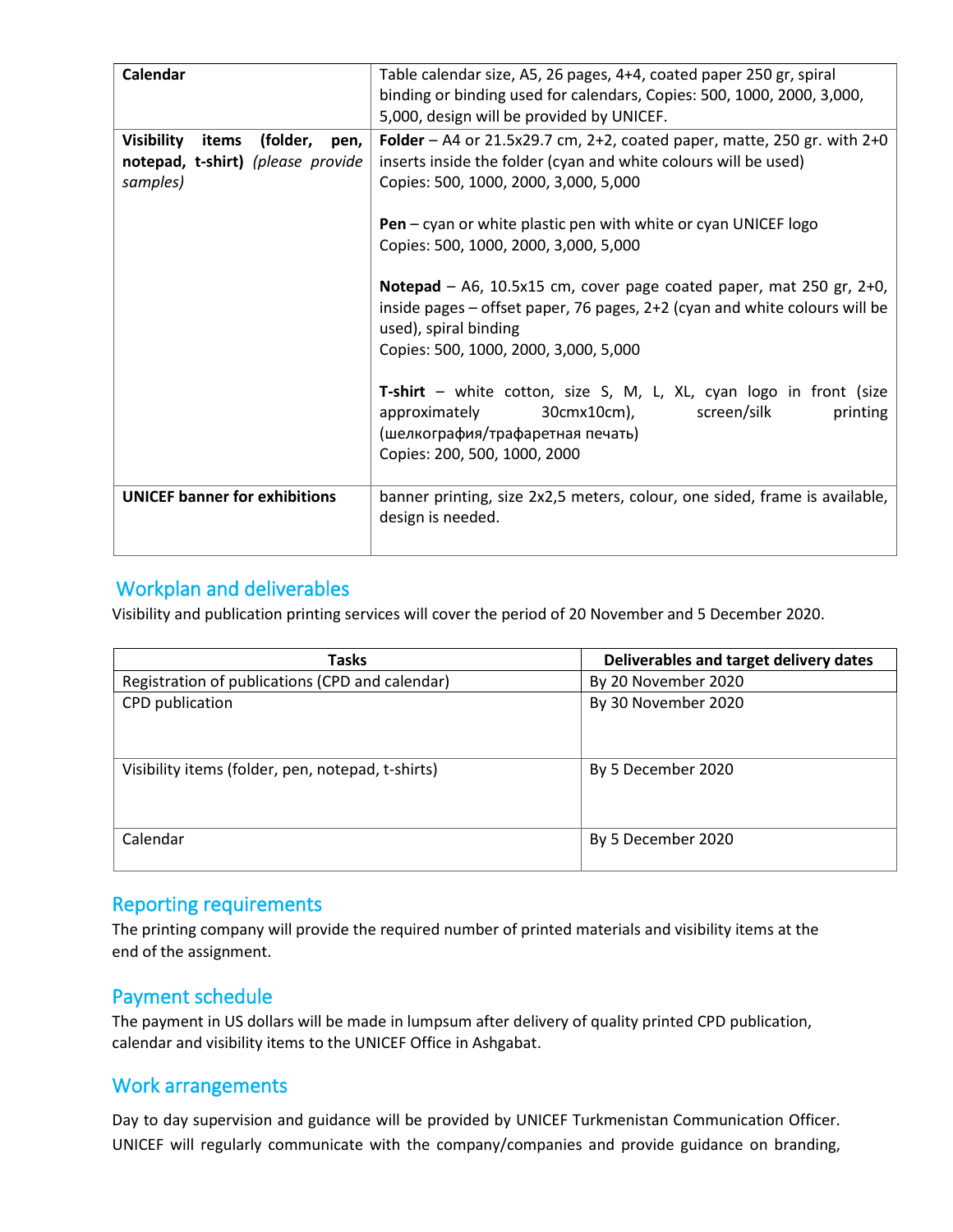| | |
|---|---|
| **Calendar** | Table calendar size, A5, 26 pages, 4+4, coated paper 250 gr, spiral binding or binding used for calendars, Copies: 500, 1000, 2000, 3,000, 5,000, design will be provided by UNICEF. |
| **Visibility items (folder, pen, notepad, t-shirt)** *(please provide samples)* | **Folder** – A4 or 21.5x29.7 cm, 2+2, coated paper, matte, 250 gr. with 2+0 inserts inside the folder (cyan and white colours will be used)<br>Copies: 500, 1000, 2000, 3,000, 5,000<br><br>**Pen** – cyan or white plastic pen with white or cyan UNICEF logo<br>Copies: 500, 1000, 2000, 3,000, 5,000<br><br>**Notepad** – A6, 10.5x15 cm, cover page coated paper, mat 250 gr, 2+0, inside pages – offset paper, 76 pages, 2+2 (cyan and white colours will be used), spiral binding<br>Copies: 500, 1000, 2000, 3,000, 5,000<br><br>**T-shirt** – white cotton, size S, M, L, XL, cyan logo in front (size approximately 30cmx10cm), screen/silk printing (шелкография/трафаретная печать)<br>Copies: 200, 500, 1000, 2000 |
| **UNICEF banner for exhibitions** | banner printing, size 2x2,5 meters, colour, one sided, frame is available, design is needed. |

## Workplan and deliverables

Visibility and publication printing services will cover the period of 20 November and 5 December 2020.

| Tasks | Deliverables and target delivery dates |
|---|---|
| Registration of publications (CPD and calendar) | By 20 November 2020 |
| CPD publication | By 30 November 2020 |
| Visibility items (folder, pen, notepad, t-shirts) | By 5 December 2020 |
| Calendar | By 5 December 2020 |

## Reporting requirements

The printing company will provide the required number of printed materials and visibility items at the end of the assignment.

## Payment schedule

The payment in US dollars will be made in lumpsum after delivery of quality printed CPD publication, calendar and visibility items to the UNICEF Office in Ashgabat.

## Work arrangements

Day to day supervision and guidance will be provided by UNICEF Turkmenistan Communication Officer. UNICEF will regularly communicate with the company/companies and provide guidance on branding,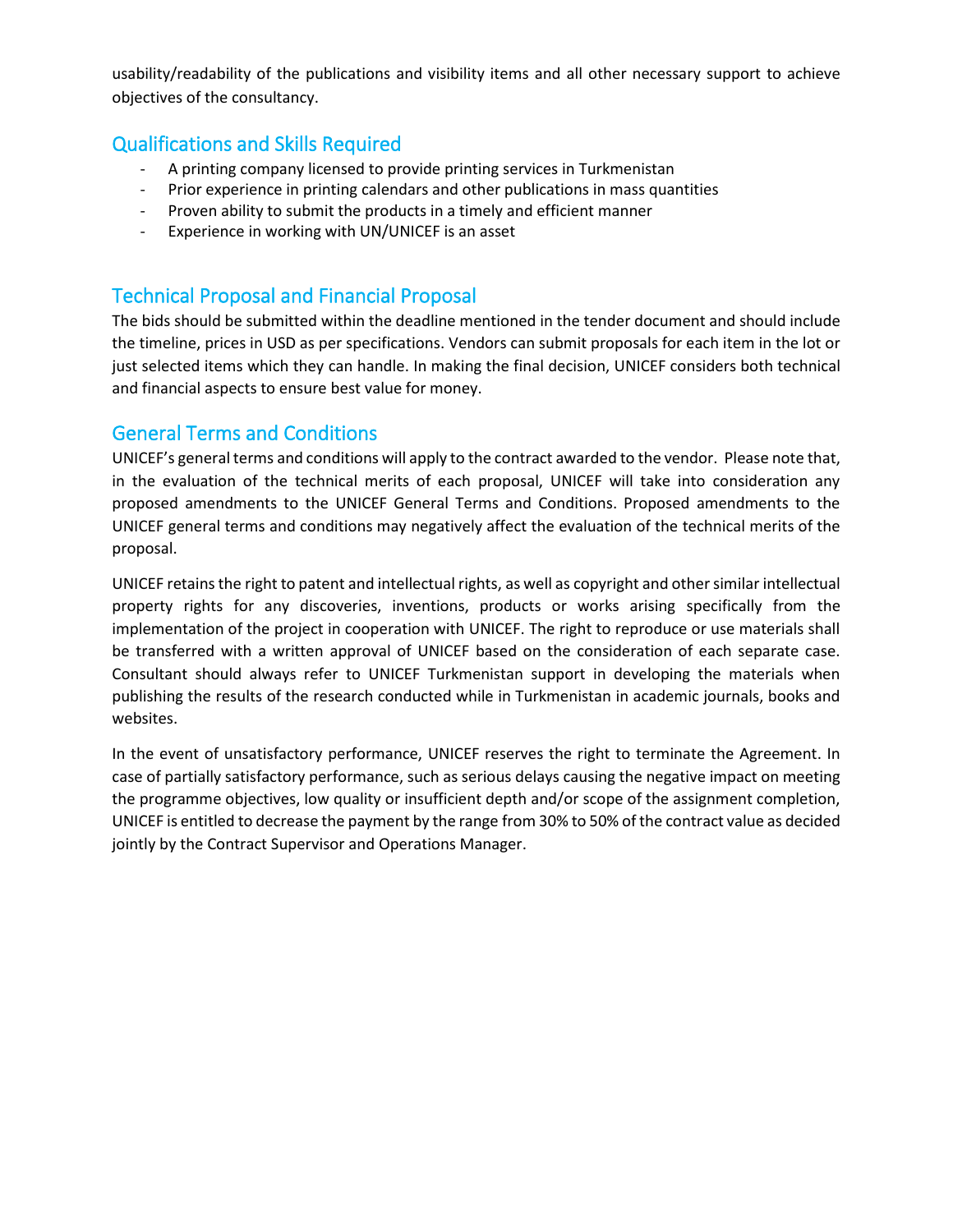usability/readability of the publications and visibility items and all other necessary support to achieve objectives of the consultancy.

## Qualifications and Skills Required

- A printing company licensed to provide printing services in Turkmenistan
- Prior experience in printing calendars and other publications in mass quantities
- Proven ability to submit the products in a timely and efficient manner
- Experience in working with UN/UNICEF is an asset

## Technical Proposal and Financial Proposal

The bids should be submitted within the deadline mentioned in the tender document and should include the timeline, prices in USD as per specifications. Vendors can submit proposals for each item in the lot or just selected items which they can handle. In making the final decision, UNICEF considers both technical and financial aspects to ensure best value for money.

## General Terms and Conditions

UNICEF's general terms and conditions will apply to the contract awarded to the vendor. Please note that, in the evaluation of the technical merits of each proposal, UNICEF will take into consideration any proposed amendments to the UNICEF General Terms and Conditions. Proposed amendments to the UNICEF general terms and conditions may negatively affect the evaluation of the technical merits of the proposal.

UNICEF retains the right to patent and intellectual rights, as well as copyright and other similar intellectual property rights for any discoveries, inventions, products or works arising specifically from the implementation of the project in cooperation with UNICEF. The right to reproduce or use materials shall be transferred with a written approval of UNICEF based on the consideration of each separate case. Consultant should always refer to UNICEF Turkmenistan support in developing the materials when publishing the results of the research conducted while in Turkmenistan in academic journals, books and websites.

In the event of unsatisfactory performance, UNICEF reserves the right to terminate the Agreement. In case of partially satisfactory performance, such as serious delays causing the negative impact on meeting the programme objectives, low quality or insufficient depth and/or scope of the assignment completion, UNICEF is entitled to decrease the payment by the range from 30% to 50% of the contract value as decided jointly by the Contract Supervisor and Operations Manager.